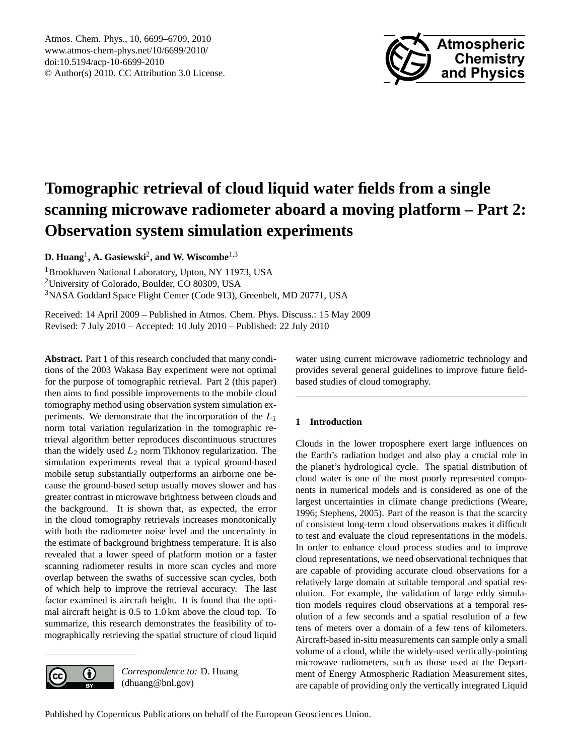# Tomographic retrieval of cloud liquid water fields from a single scanning microwave radiometer aboard a moving platform – Part 2: Observation system simulation experiments

**D. Huang**[1], **A. Gasiewski**[2], **and W. Wiscombe**[1,3]

[1]Brookhaven National Laboratory, Upton, NY 11973, USA

[2]University of Colorado, Boulder, CO 80309, USA

[3]NASA Goddard Space Flight Center (Code 913), Greenbelt, MD 20771, USA

Received: 14 April 2009 – Published in Atmos. Chem. Phys. Discuss.: 15 May 2009
Revised: 7 July 2010 – Accepted: 10 July 2010 – Published: 22 July 2010

**Abstract.** Part 1 of this research concluded that many conditions of the 2003 Wakasa Bay experiment were not optimal for the purpose of tomographic retrieval. Part 2 (this paper) then aims to find possible improvements to the mobile cloud tomography method using observation system simulation experiments. We demonstrate that the incorporation of the $L_1$ norm total variation regularization in the tomographic retrieval algorithm better reproduces discontinuous structures than the widely used $L_2$ norm Tikhonov regularization. The simulation experiments reveal that a typical ground-based mobile setup substantially outperforms an airborne one because the ground-based setup usually moves slower and has greater contrast in microwave brightness between clouds and the background. It is shown that, as expected, the error in the cloud tomography retrievals increases monotonically with both the radiometer noise level and the uncertainty in the estimate of background brightness temperature. It is also revealed that a lower speed of platform motion or a faster scanning radiometer results in more scan cycles and more overlap between the swaths of successive scan cycles, both of which help to improve the retrieval accuracy. The last factor examined is aircraft height. It is found that the optimal aircraft height is 0.5 to 1.0 km above the cloud top. To summarize, this research demonstrates the feasibility of tomographically retrieving the spatial structure of cloud liquid water using current microwave radiometric technology and provides several general guidelines to improve future field-based studies of cloud tomography.

*Correspondence to:* D. Huang (dhuang@bnl.gov)

## 1 Introduction

Clouds in the lower troposphere exert large influences on the Earth's radiation budget and also play a crucial role in the planet's hydrological cycle. The spatial distribution of cloud water is one of the most poorly represented components in numerical models and is considered as one of the largest uncertainties in climate change predictions (Weare, 1996; Stephens, 2005). Part of the reason is that the scarcity of consistent long-term cloud observations makes it difficult to test and evaluate the cloud representations in the models. In order to enhance cloud process studies and to improve cloud representations, we need observational techniques that are capable of providing accurate cloud observations for a relatively large domain at suitable temporal and spatial resolution. For example, the validation of large eddy simulation models requires cloud observations at a temporal resolution of a few seconds and a spatial resolution of a few tens of meters over a domain of a few tens of kilometers. Aircraft-based in-situ measurements can sample only a small volume of a cloud, while the widely-used vertically-pointing microwave radiometers, such as those used at the Department of Energy Atmospheric Radiation Measurement sites, are capable of providing only the vertically integrated Liquid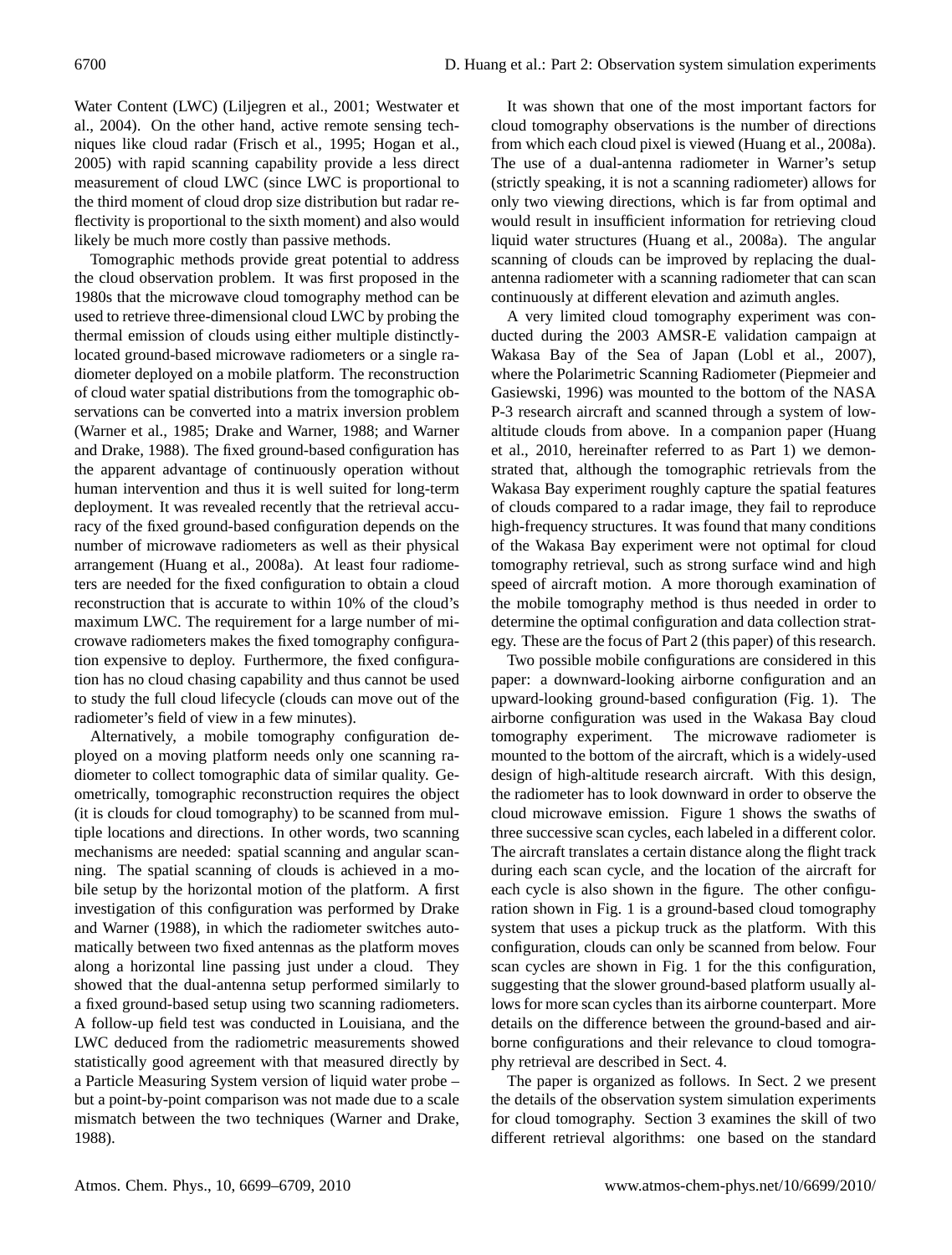Water Content (LWC) (Liljegren et al., 2001; Westwater et al., 2004). On the other hand, active remote sensing techniques like cloud radar (Frisch et al., 1995; Hogan et al., 2005) with rapid scanning capability provide a less direct measurement of cloud LWC (since LWC is proportional to the third moment of cloud drop size distribution but radar reflectivity is proportional to the sixth moment) and also would likely be much more costly than passive methods.

Tomographic methods provide great potential to address the cloud observation problem. It was first proposed in the 1980s that the microwave cloud tomography method can be used to retrieve three-dimensional cloud LWC by probing the thermal emission of clouds using either multiple distinctly-located ground-based microwave radiometers or a single radiometer deployed on a mobile platform. The reconstruction of cloud water spatial distributions from the tomographic observations can be converted into a matrix inversion problem (Warner et al., 1985; Drake and Warner, 1988; and Warner and Drake, 1988). The fixed ground-based configuration has the apparent advantage of continuously operation without human intervention and thus it is well suited for long-term deployment. It was revealed recently that the retrieval accuracy of the fixed ground-based configuration depends on the number of microwave radiometers as well as their physical arrangement (Huang et al., 2008a). At least four radiometers are needed for the fixed configuration to obtain a cloud reconstruction that is accurate to within 10% of the cloud's maximum LWC. The requirement for a large number of microwave radiometers makes the fixed tomography configuration expensive to deploy. Furthermore, the fixed configuration has no cloud chasing capability and thus cannot be used to study the full cloud lifecycle (clouds can move out of the radiometer's field of view in a few minutes).

Alternatively, a mobile tomography configuration deployed on a moving platform needs only one scanning radiometer to collect tomographic data of similar quality. Geometrically, tomographic reconstruction requires the object (it is clouds for cloud tomography) to be scanned from multiple locations and directions. In other words, two scanning mechanisms are needed: spatial scanning and angular scanning. The spatial scanning of clouds is achieved in a mobile setup by the horizontal motion of the platform. A first investigation of this configuration was performed by Drake and Warner (1988), in which the radiometer switches automatically between two fixed antennas as the platform moves along a horizontal line passing just under a cloud. They showed that the dual-antenna setup performed similarly to a fixed ground-based setup using two scanning radiometers. A follow-up field test was conducted in Louisiana, and the LWC deduced from the radiometric measurements showed statistically good agreement with that measured directly by a Particle Measuring System version of liquid water probe – but a point-by-point comparison was not made due to a scale mismatch between the two techniques (Warner and Drake, 1988).

It was shown that one of the most important factors for cloud tomography observations is the number of directions from which each cloud pixel is viewed (Huang et al., 2008a). The use of a dual-antenna radiometer in Warner's setup (strictly speaking, it is not a scanning radiometer) allows for only two viewing directions, which is far from optimal and would result in insufficient information for retrieving cloud liquid water structures (Huang et al., 2008a). The angular scanning of clouds can be improved by replacing the dual-antenna radiometer with a scanning radiometer that can scan continuously at different elevation and azimuth angles.

A very limited cloud tomography experiment was conducted during the 2003 AMSR-E validation campaign at Wakasa Bay of the Sea of Japan (Lobl et al., 2007), where the Polarimetric Scanning Radiometer (Piepmeier and Gasiewski, 1996) was mounted to the bottom of the NASA P-3 research aircraft and scanned through a system of low-altitude clouds from above. In a companion paper (Huang et al., 2010, hereinafter referred to as Part 1) we demonstrated that, although the tomographic retrievals from the Wakasa Bay experiment roughly capture the spatial features of clouds compared to a radar image, they fail to reproduce high-frequency structures. It was found that many conditions of the Wakasa Bay experiment were not optimal for cloud tomography retrieval, such as strong surface wind and high speed of aircraft motion. A more thorough examination of the mobile tomography method is thus needed in order to determine the optimal configuration and data collection strategy. These are the focus of Part 2 (this paper) of this research.

Two possible mobile configurations are considered in this paper: a downward-looking airborne configuration and an upward-looking ground-based configuration (Fig. 1). The airborne configuration was used in the Wakasa Bay cloud tomography experiment. The microwave radiometer is mounted to the bottom of the aircraft, which is a widely-used design of high-altitude research aircraft. With this design, the radiometer has to look downward in order to observe the cloud microwave emission. Figure 1 shows the swaths of three successive scan cycles, each labeled in a different color. The aircraft translates a certain distance along the flight track during each scan cycle, and the location of the aircraft for each cycle is also shown in the figure. The other configuration shown in Fig. 1 is a ground-based cloud tomography system that uses a pickup truck as the platform. With this configuration, clouds can only be scanned from below. Four scan cycles are shown in Fig. 1 for the this configuration, suggesting that the slower ground-based platform usually allows for more scan cycles than its airborne counterpart. More details on the difference between the ground-based and airborne configurations and their relevance to cloud tomography retrieval are described in Sect. 4.

The paper is organized as follows. In Sect. 2 we present the details of the observation system simulation experiments for cloud tomography. Section 3 examines the skill of two different retrieval algorithms: one based on the standard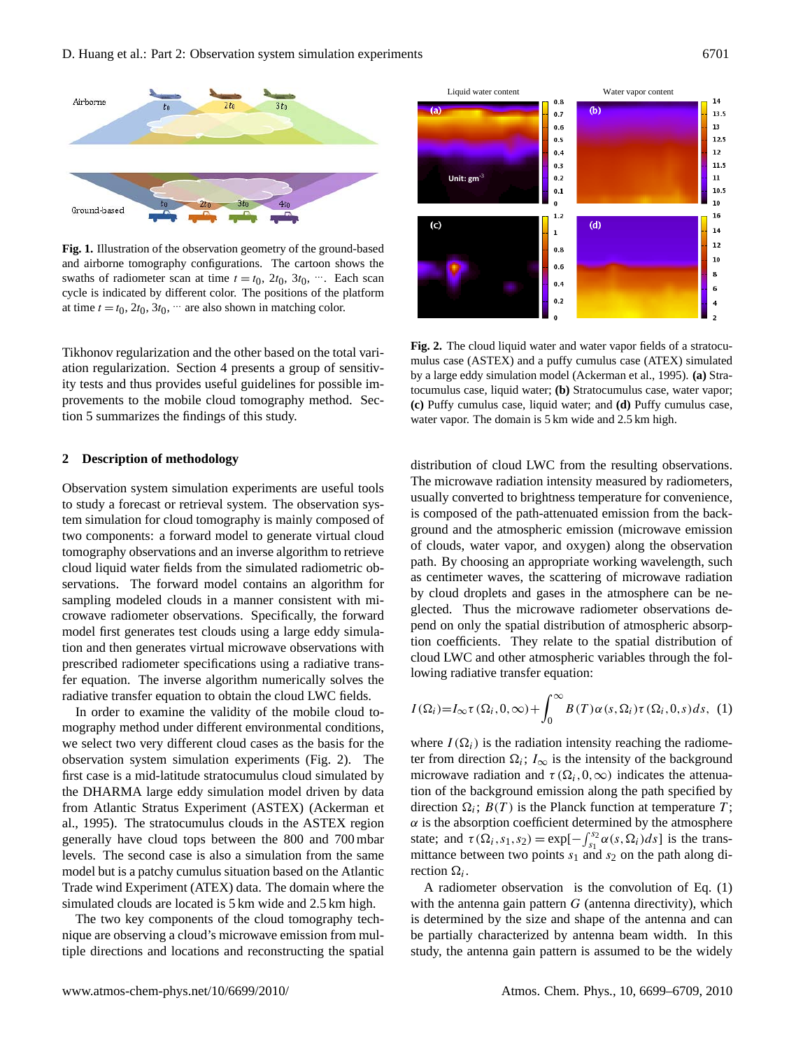Fig. 1. Illustration of the observation geometry of the ground-based and airborne tomography configurations. The cartoon shows the swaths of radiometer scan at time $t = t_0$, $2t_0$, $3t_0$, $\cdots$. Each scan cycle is indicated by different color. The positions of the platform at time $t = t_0, 2t_0, 3t_0, \cdots$ are also shown in matching color.

Tikhonov regularization and the other based on the total variation regularization. Section 4 presents a group of sensitivity tests and thus provides useful guidelines for possible improvements to the mobile cloud tomography method. Section 5 summarizes the findings of this study.

## 2 Description of methodology

Observation system simulation experiments are useful tools to study a forecast or retrieval system. The observation system simulation for cloud tomography is mainly composed of two components: a forward model to generate virtual cloud tomography observations and an inverse algorithm to retrieve cloud liquid water fields from the simulated radiometric observations. The forward model contains an algorithm for sampling modeled clouds in a manner consistent with microwave radiometer observations. Specifically, the forward model first generates test clouds using a large eddy simulation and then generates virtual microwave observations with prescribed radiometer specifications using a radiative transfer equation. The inverse algorithm numerically solves the radiative transfer equation to obtain the cloud LWC fields.

In order to examine the validity of the mobile cloud tomography method under different environmental conditions, we select two very different cloud cases as the basis for the observation system simulation experiments (Fig. 2). The first case is a mid-latitude stratocumulus cloud simulated by the DHARMA large eddy simulation model driven by data from Atlantic Stratus Experiment (ASTEX) (Ackerman et al., 1995). The stratocumulus clouds in the ASTEX region generally have cloud tops between the 800 and 700 mbar levels. The second case is also a simulation from the same model but is a patchy cumulus situation based on the Atlantic Trade wind Experiment (ATEX) data. The domain where the simulated clouds are located is 5 km wide and 2.5 km high.

The two key components of the cloud tomography technique are observing a cloud's microwave emission from multiple directions and locations and reconstructing the spatial

Fig. 2. The cloud liquid water and water vapor fields of a stratocumulus case (ASTEX) and a puffy cumulus case (ATEX) simulated by a large eddy simulation model (Ackerman et al., 1995). **(a)** Stratocumulus case, liquid water; **(b)** Stratocumulus case, water vapor; **(c)** Puffy cumulus case, liquid water; and **(d)** Puffy cumulus case, water vapor. The domain is 5 km wide and 2.5 km high.

distribution of cloud LWC from the resulting observations. The microwave radiation intensity measured by radiometers, usually converted to brightness temperature for convenience, is composed of the path-attenuated emission from the background and the atmospheric emission (microwave emission of clouds, water vapor, and oxygen) along the observation path. By choosing an appropriate working wavelength, such as centimeter waves, the scattering of microwave radiation by cloud droplets and gases in the atmosphere can be neglected. Thus the microwave radiometer observations depend on only the spatial distribution of atmospheric absorption coefficients. They relate to the spatial distribution of cloud LWC and other atmospheric variables through the following radiative transfer equation:

$$I(\Omega_i) = I_\infty \tau(\Omega_i, 0, \infty) + \int_0^\infty B(T)\alpha(s, \Omega_i)\tau(\Omega_i, 0, s)ds, \quad (1)$$

where $I(\Omega_i)$ is the radiation intensity reaching the radiometer from direction $\Omega_i$; $I_\infty$ is the intensity of the background microwave radiation and $\tau(\Omega_i, 0, \infty)$ indicates the attenuation of the background emission along the path specified by direction $\Omega_i$; $B(T)$ is the Planck function at temperature $T$; $\alpha$ is the absorption coefficient determined by the atmosphere state; and $\tau(\Omega_i, s_1, s_2) = \exp[-\int_{s_1}^{s_2} \alpha(s, \Omega_i)ds]$ is the transmittance between two points $s_1$ and $s_2$ on the path along direction $\Omega_i$.

A radiometer observation is the convolution of Eq. (1) with the antenna gain pattern $G$ (antenna directivity), which is determined by the size and shape of the antenna and can be partially characterized by antenna beam width. In this study, the antenna gain pattern is assumed to be the widely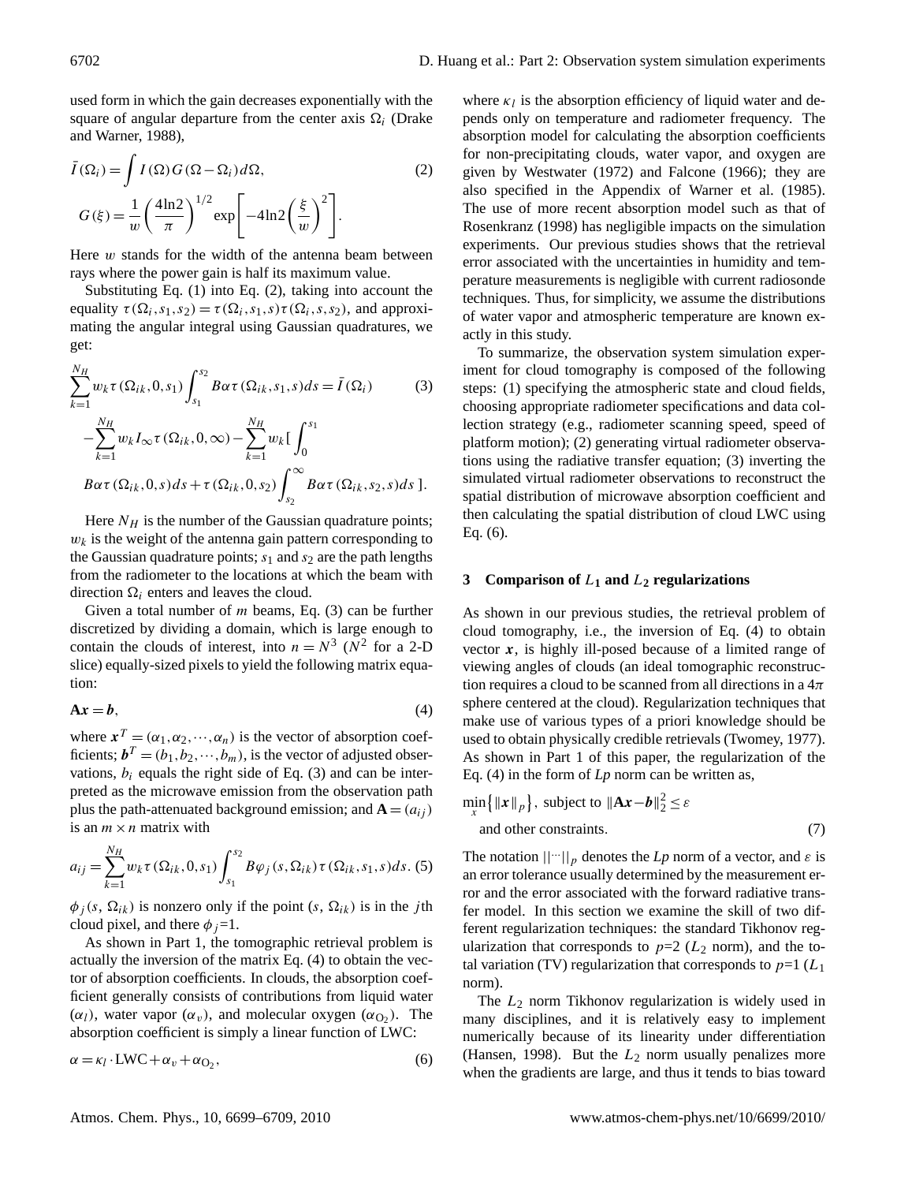used form in which the gain decreases exponentially with the square of angular departure from the center axis $\Omega_i$ (Drake and Warner, 1988),

$$\bar{I}(\Omega_i) = \int I(\Omega) G(\Omega - \Omega_i) d\Omega, \tag{2}$$

$$G(\xi) = \frac{1}{w}\left(\frac{4\ln 2}{\pi}\right)^{1/2} \exp\left[-4\ln 2\left(\frac{\xi}{w}\right)^2\right].$$

Here $w$ stands for the width of the antenna beam between rays where the power gain is half its maximum value.

Substituting Eq. (1) into Eq. (2), taking into account the equality $\tau(\Omega_i, s_1, s_2) = \tau(\Omega_i, s_1, s)\tau(\Omega_i, s, s_2)$, and approximating the angular integral using Gaussian quadratures, we get:

$$\sum_{k=1}^{N_H} w_k \tau(\Omega_{ik}, 0, s_1) \int_{s_1}^{s_2} B\alpha\tau(\Omega_{ik}, s_1, s) ds = \bar{I}(\Omega_i) \tag{3}$$

$$- \sum_{k=1}^{N_H} w_k I_\infty \tau(\Omega_{ik}, 0, \infty) - \sum_{k=1}^{N_H} w_k [\int_0^{s_1}$$

$$B\alpha\tau(\Omega_{ik}, 0, s) ds + \tau(\Omega_{ik}, 0, s_2) \int_{s_2}^{\infty} B\alpha\tau(\Omega_{ik}, s_2, s) ds\ ].$$

Here $N_H$ is the number of the Gaussian quadrature points; $w_k$ is the weight of the antenna gain pattern corresponding to the Gaussian quadrature points; $s_1$ and $s_2$ are the path lengths from the radiometer to the locations at which the beam with direction $\Omega_i$ enters and leaves the cloud.

Given a total number of $m$ beams, Eq. (3) can be further discretized by dividing a domain, which is large enough to contain the clouds of interest, into $n = N^3$ ($N^2$ for a 2-D slice) equally-sized pixels to yield the following matrix equation:

$$\mathbf{A}\boldsymbol{x} = \boldsymbol{b}, \tag{4}$$

where $\boldsymbol{x}^T = (\alpha_1, \alpha_2, \cdots, \alpha_n)$ is the vector of absorption coefficients; $\boldsymbol{b}^T = (b_1, b_2, \cdots, b_m)$, is the vector of adjusted observations, $b_i$ equals the right side of Eq. (3) and can be interpreted as the microwave emission from the observation path plus the path-attenuated background emission; and $\mathbf{A} = (a_{ij})$ is an $m \times n$ matrix with

$$a_{ij} = \sum_{k=1}^{N_H} w_k \tau(\Omega_{ik}, 0, s_1) \int_{s_1}^{s_2} B\varphi_j(s, \Omega_{ik}) \tau(\Omega_{ik}, s_1, s) ds. \tag{5}$$

$\phi_j(s, \Omega_{ik})$ is nonzero only if the point $(s, \Omega_{ik})$ is in the $j$th cloud pixel, and there $\phi_j$=1.

As shown in Part 1, the tomographic retrieval problem is actually the inversion of the matrix Eq. (4) to obtain the vector of absorption coefficients. In clouds, the absorption coefficient generally consists of contributions from liquid water ($\alpha_l$), water vapor ($\alpha_v$), and molecular oxygen ($\alpha_{O_2}$). The absorption coefficient is simply a linear function of LWC:

$$\alpha = \kappa_l \cdot \text{LWC} + \alpha_v + \alpha_{O_2}, \tag{6}$$

where $\kappa_l$ is the absorption efficiency of liquid water and depends only on temperature and radiometer frequency. The absorption model for calculating the absorption coefficients for non-precipitating clouds, water vapor, and oxygen are given by Westwater (1972) and Falcone (1966); they are also specified in the Appendix of Warner et al. (1985). The use of more recent absorption model such as that of Rosenkranz (1998) has negligible impacts on the simulation experiments. Our previous studies shows that the retrieval error associated with the uncertainties in humidity and temperature measurements is negligible with current radiosonde techniques. Thus, for simplicity, we assume the distributions of water vapor and atmospheric temperature are known exactly in this study.

To summarize, the observation system simulation experiment for cloud tomography is composed of the following steps: (1) specifying the atmospheric state and cloud fields, choosing appropriate radiometer specifications and data collection strategy (e.g., radiometer scanning speed, speed of platform motion); (2) generating virtual radiometer observations using the radiative transfer equation; (3) inverting the simulated virtual radiometer observations to reconstruct the spatial distribution of microwave absorption coefficient and then calculating the spatial distribution of cloud LWC using Eq. (6).

## 3 Comparison of $L_1$ and $L_2$ regularizations

As shown in our previous studies, the retrieval problem of cloud tomography, i.e., the inversion of Eq. (4) to obtain vector $\boldsymbol{x}$, is highly ill-posed because of a limited range of viewing angles of clouds (an ideal tomographic reconstruction requires a cloud to be scanned from all directions in a $4\pi$ sphere centered at the cloud). Regularization techniques that make use of various types of a priori knowledge should be used to obtain physically credible retrievals (Twomey, 1977). As shown in Part 1 of this paper, the regularization of the Eq. (4) in the form of *Lp* norm can be written as,

$$\min_x \left\{ \|\boldsymbol{x}\|_p \right\}, \text{ subject to } \|\mathbf{A}\boldsymbol{x} - \boldsymbol{b}\|_2^2 \le \varepsilon$$

$$\text{and other constraints.} \tag{7}$$

The notation $||\cdots||_p$ denotes the *Lp* norm of a vector, and $\varepsilon$ is an error tolerance usually determined by the measurement error and the error associated with the forward radiative transfer model. In this section we examine the skill of two different regularization techniques: the standard Tikhonov regularization that corresponds to $p$=2 ($L_2$ norm), and the total variation (TV) regularization that corresponds to $p$=1 ($L_1$ norm).

The $L_2$ norm Tikhonov regularization is widely used in many disciplines, and it is relatively easy to implement numerically because of its linearity under differentiation (Hansen, 1998). But the $L_2$ norm usually penalizes more when the gradients are large, and thus it tends to bias toward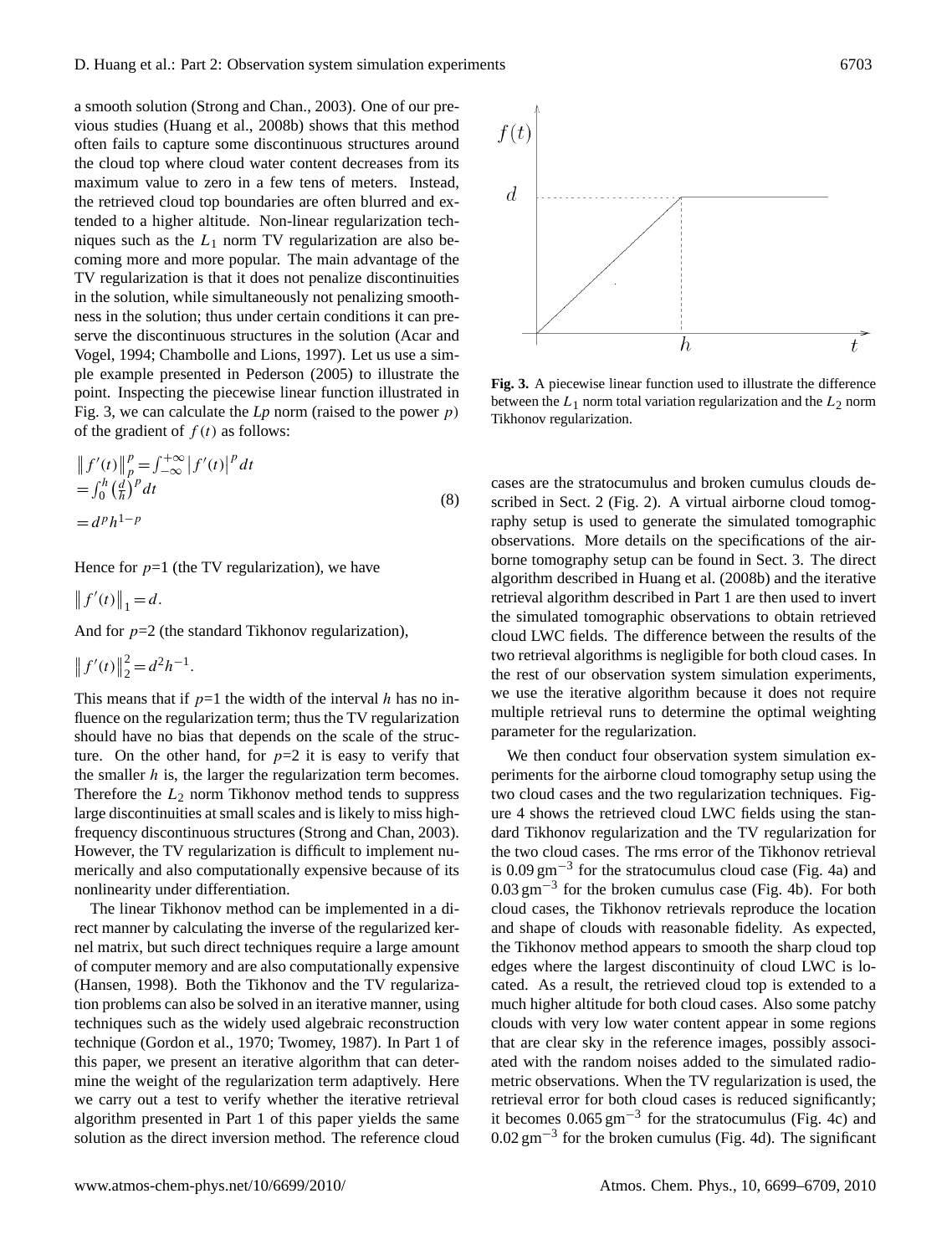a smooth solution (Strong and Chan., 2003). One of our previous studies (Huang et al., 2008b) shows that this method often fails to capture some discontinuous structures around the cloud top where cloud water content decreases from its maximum value to zero in a few tens of meters. Instead, the retrieved cloud top boundaries are often blurred and extended to a higher altitude. Non-linear regularization techniques such as the $L_1$ norm TV regularization are also becoming more and more popular. The main advantage of the TV regularization is that it does not penalize discontinuities in the solution, while simultaneously not penalizing smoothness in the solution; thus under certain conditions it can preserve the discontinuous structures in the solution (Acar and Vogel, 1994; Chambolle and Lions, 1997). Let us use a simple example presented in Pederson (2005) to illustrate the point. Inspecting the piecewise linear function illustrated in Fig. 3, we can calculate the *Lp* norm (raised to the power $p$) of the gradient of $f(t)$ as follows:

$$
\begin{aligned}
&\left\| f'(t) \right\|_p^p = \int_{-\infty}^{+\infty} \left| f'(t) \right|^p dt \\
&= \int_0^h \left(\tfrac{d}{h}\right)^p dt \\
&= d^p h^{1-p}
\end{aligned}
\tag{8}
$$

Hence for $p$=1 (the TV regularization), we have

$$\left\| f'(t) \right\|_1 = d.$$

And for $p$=2 (the standard Tikhonov regularization),

$$\left\| f'(t) \right\|_2^2 = d^2 h^{-1}.$$

This means that if $p$=1 the width of the interval $h$ has no influence on the regularization term; thus the TV regularization should have no bias that depends on the scale of the structure. On the other hand, for $p$=2 it is easy to verify that the smaller $h$ is, the larger the regularization term becomes. Therefore the $L_2$ norm Tikhonov method tends to suppress large discontinuities at small scales and is likely to miss high-frequency discontinuous structures (Strong and Chan, 2003). However, the TV regularization is difficult to implement numerically and also computationally expensive because of its nonlinearity under differentiation.

The linear Tikhonov method can be implemented in a direct manner by calculating the inverse of the regularized kernel matrix, but such direct techniques require a large amount of computer memory and are also computationally expensive (Hansen, 1998). Both the Tikhonov and the TV regularization problems can also be solved in an iterative manner, using techniques such as the widely used algebraic reconstruction technique (Gordon et al., 1970; Twomey, 1987). In Part 1 of this paper, we present an iterative algorithm that can determine the weight of the regularization term adaptively. Here we carry out a test to verify whether the iterative retrieval algorithm presented in Part 1 of this paper yields the same solution as the direct inversion method. The reference cloud cases are the stratocumulus and broken cumulus clouds described in Sect. 2 (Fig. 2). A virtual airborne cloud tomography setup is used to generate the simulated tomographic observations. More details on the specifications of the airborne tomography setup can be found in Sect. 3. The direct algorithm described in Huang et al. (2008b) and the iterative retrieval algorithm described in Part 1 are then used to invert the simulated tomographic observations to obtain retrieved cloud LWC fields. The difference between the results of the two retrieval algorithms is negligible for both cloud cases. In the rest of our observation system simulation experiments, we use the iterative algorithm because it does not require multiple retrieval runs to determine the optimal weighting parameter for the regularization.

**Fig. 3.** A piecewise linear function used to illustrate the difference between the $L_1$ norm total variation regularization and the $L_2$ norm Tikhonov regularization.

We then conduct four observation system simulation experiments for the airborne cloud tomography setup using the two cloud cases and the two regularization techniques. Figure 4 shows the retrieved cloud LWC fields using the standard Tikhonov regularization and the TV regularization for the two cloud cases. The rms error of the Tikhonov retrieval is $0.09\,\mathrm{gm}^{-3}$ for the stratocumulus cloud case (Fig. 4a) and $0.03\,\mathrm{gm}^{-3}$ for the broken cumulus case (Fig. 4b). For both cloud cases, the Tikhonov retrievals reproduce the location and shape of clouds with reasonable fidelity. As expected, the Tikhonov method appears to smooth the sharp cloud top edges where the largest discontinuity of cloud LWC is located. As a result, the retrieved cloud top is extended to a much higher altitude for both cloud cases. Also some patchy clouds with very low water content appear in some regions that are clear sky in the reference images, possibly associated with the random noises added to the simulated radiometric observations. When the TV regularization is used, the retrieval error for both cloud cases is reduced significantly; it becomes $0.065\,\mathrm{gm}^{-3}$ for the stratocumulus (Fig. 4c) and $0.02\,\mathrm{gm}^{-3}$ for the broken cumulus (Fig. 4d). The significant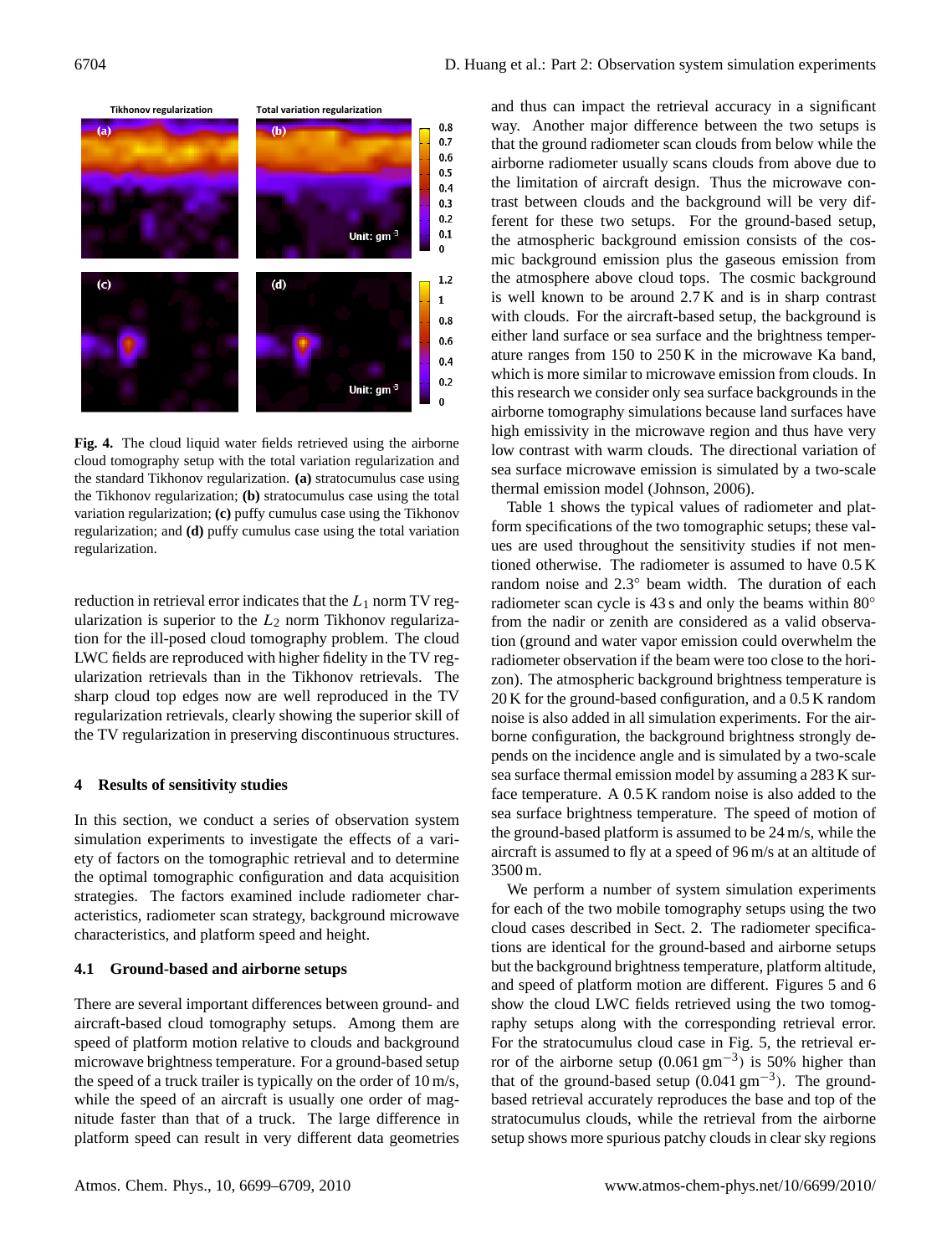**Fig. 4.** The cloud liquid water fields retrieved using the airborne cloud tomography setup with the total variation regularization and the standard Tikhonov regularization. **(a)** stratocumulus case using the Tikhonov regularization; **(b)** stratocumulus case using the total variation regularization; **(c)** puffy cumulus case using the Tikhonov regularization; and **(d)** puffy cumulus case using the total variation regularization.

reduction in retrieval error indicates that the $L_1$ norm TV regularization is superior to the $L_2$ norm Tikhonov regularization for the ill-posed cloud tomography problem. The cloud LWC fields are reproduced with higher fidelity in the TV regularization retrievals than in the Tikhonov retrievals. The sharp cloud top edges now are well reproduced in the TV regularization retrievals, clearly showing the superior skill of the TV regularization in preserving discontinuous structures.

## 4 Results of sensitivity studies

In this section, we conduct a series of observation system simulation experiments to investigate the effects of a variety of factors on the tomographic retrieval and to determine the optimal tomographic configuration and data acquisition strategies. The factors examined include radiometer characteristics, radiometer scan strategy, background microwave characteristics, and platform speed and height.

### 4.1 Ground-based and airborne setups

There are several important differences between ground- and aircraft-based cloud tomography setups. Among them are speed of platform motion relative to clouds and background microwave brightness temperature. For a ground-based setup the speed of a truck trailer is typically on the order of 10 m/s, while the speed of an aircraft is usually one order of magnitude faster than that of a truck. The large difference in platform speed can result in very different data geometries and thus can impact the retrieval accuracy in a significant way. Another major difference between the two setups is that the ground radiometer scan clouds from below while the airborne radiometer usually scans clouds from above due to the limitation of aircraft design. Thus the microwave contrast between clouds and the background will be very different for these two setups. For the ground-based setup, the atmospheric background emission consists of the cosmic background emission plus the gaseous emission from the atmosphere above cloud tops. The cosmic background is well known to be around 2.7 K and is in sharp contrast with clouds. For the aircraft-based setup, the background is either land surface or sea surface and the brightness temperature ranges from 150 to 250 K in the microwave Ka band, which is more similar to microwave emission from clouds. In this research we consider only sea surface backgrounds in the airborne tomography simulations because land surfaces have high emissivity in the microwave region and thus have very low contrast with warm clouds. The directional variation of sea surface microwave emission is simulated by a two-scale thermal emission model (Johnson, 2006).

Table 1 shows the typical values of radiometer and platform specifications of the two tomographic setups; these values are used throughout the sensitivity studies if not mentioned otherwise. The radiometer is assumed to have 0.5 K random noise and 2.3° beam width. The duration of each radiometer scan cycle is 43 s and only the beams within 80° from the nadir or zenith are considered as a valid observation (ground and water vapor emission could overwhelm the radiometer observation if the beam were too close to the horizon). The atmospheric background brightness temperature is 20 K for the ground-based configuration, and a 0.5 K random noise is also added in all simulation experiments. For the airborne configuration, the background brightness strongly depends on the incidence angle and is simulated by a two-scale sea surface thermal emission model by assuming a 283 K surface temperature. A 0.5 K random noise is also added to the sea surface brightness temperature. The speed of motion of the ground-based platform is assumed to be 24 m/s, while the aircraft is assumed to fly at a speed of 96 m/s at an altitude of 3500 m.

We perform a number of system simulation experiments for each of the two mobile tomography setups using the two cloud cases described in Sect. 2. The radiometer specifications are identical for the ground-based and airborne setups but the background brightness temperature, platform altitude, and speed of platform motion are different. Figures 5 and 6 show the cloud LWC fields retrieved using the two tomography setups along with the corresponding retrieval error. For the stratocumulus cloud case in Fig. 5, the retrieval error of the airborne setup (0.061 g m$^{-3}$) is 50% higher than that of the ground-based setup (0.041 g m$^{-3}$). The ground-based retrieval accurately reproduces the base and top of the stratocumulus clouds, while the retrieval from the airborne setup shows more spurious patchy clouds in clear sky regions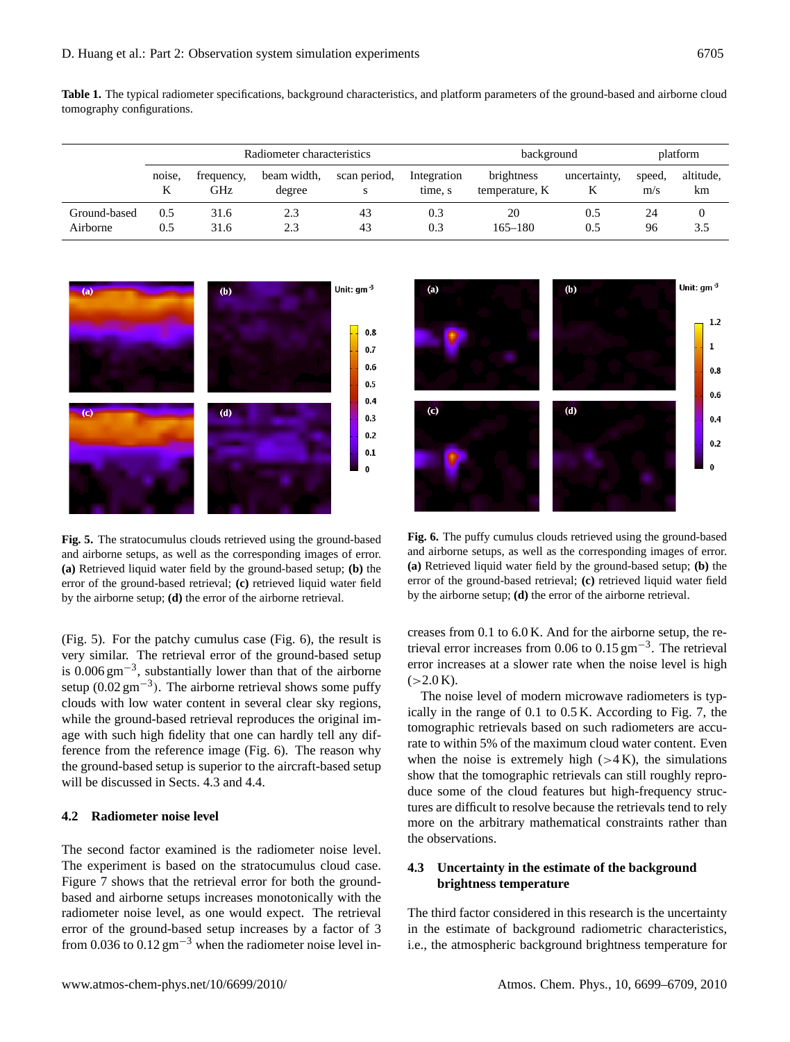**Table 1.** The typical radiometer specifications, background characteristics, and platform parameters of the ground-based and airborne cloud tomography configurations.

| | Radiometer characteristics | | | | | background | | platform | |
|---|---|---|---|---|---|---|---|---|---|
| | noise, K | frequency, GHz | beam width, degree | scan period, s | Integration time, s | brightness temperature, K | uncertainty, K | speed, m/s | altitude, km |
| Ground-based | 0.5 | 31.6 | 2.3 | 43 | 0.3 | 20 | 0.5 | 24 | 0 |
| Airborne | 0.5 | 31.6 | 2.3 | 43 | 0.3 | 165–180 | 0.5 | 96 | 3.5 |

**Fig. 5.** The stratocumulus clouds retrieved using the ground-based and airborne setups, as well as the corresponding images of error. **(a)** Retrieved liquid water field by the ground-based setup; **(b)** the error of the ground-based retrieval; **(c)** retrieved liquid water field by the airborne setup; **(d)** the error of the airborne retrieval.

**Fig. 6.** The puffy cumulus clouds retrieved using the ground-based and airborne setups, as well as the corresponding images of error. **(a)** Retrieved liquid water field by the ground-based setup; **(b)** the error of the ground-based retrieval; **(c)** retrieved liquid water field by the airborne setup; **(d)** the error of the airborne retrieval.

(Fig. 5). For the patchy cumulus case (Fig. 6), the result is very similar. The retrieval error of the ground-based setup is $0.006\,\mathrm{g\,m^{-3}}$, substantially lower than that of the airborne setup ($0.02\,\mathrm{g\,m^{-3}}$). The airborne retrieval shows some puffy clouds with low water content in several clear sky regions, while the ground-based retrieval reproduces the original image with such high fidelity that one can hardly tell any difference from the reference image (Fig. 6). The reason why the ground-based setup is superior to the aircraft-based setup will be discussed in Sects. 4.3 and 4.4.

### 4.2 Radiometer noise level

The second factor examined is the radiometer noise level. The experiment is based on the stratocumulus cloud case. Figure 7 shows that the retrieval error for both the ground-based and airborne setups increases monotonically with the radiometer noise level, as one would expect. The retrieval error of the ground-based setup increases by a factor of 3 from 0.036 to $0.12\,\mathrm{g\,m^{-3}}$ when the radiometer noise level increases from 0.1 to 6.0 K. And for the airborne setup, the retrieval error increases from 0.06 to $0.15\,\mathrm{g\,m^{-3}}$. The retrieval error increases at a slower rate when the noise level is high ($>$2.0 K).

The noise level of modern microwave radiometers is typically in the range of 0.1 to 0.5 K. According to Fig. 7, the tomographic retrievals based on such radiometers are accurate to within 5% of the maximum cloud water content. Even when the noise is extremely high ($>$4 K), the simulations show that the tomographic retrievals can still roughly reproduce some of the cloud features but high-frequency structures are difficult to resolve because the retrievals tend to rely more on the arbitrary mathematical constraints rather than the observations.

### 4.3 Uncertainty in the estimate of the background brightness temperature

The third factor considered in this research is the uncertainty in the estimate of background radiometric characteristics, i.e., the atmospheric background brightness temperature for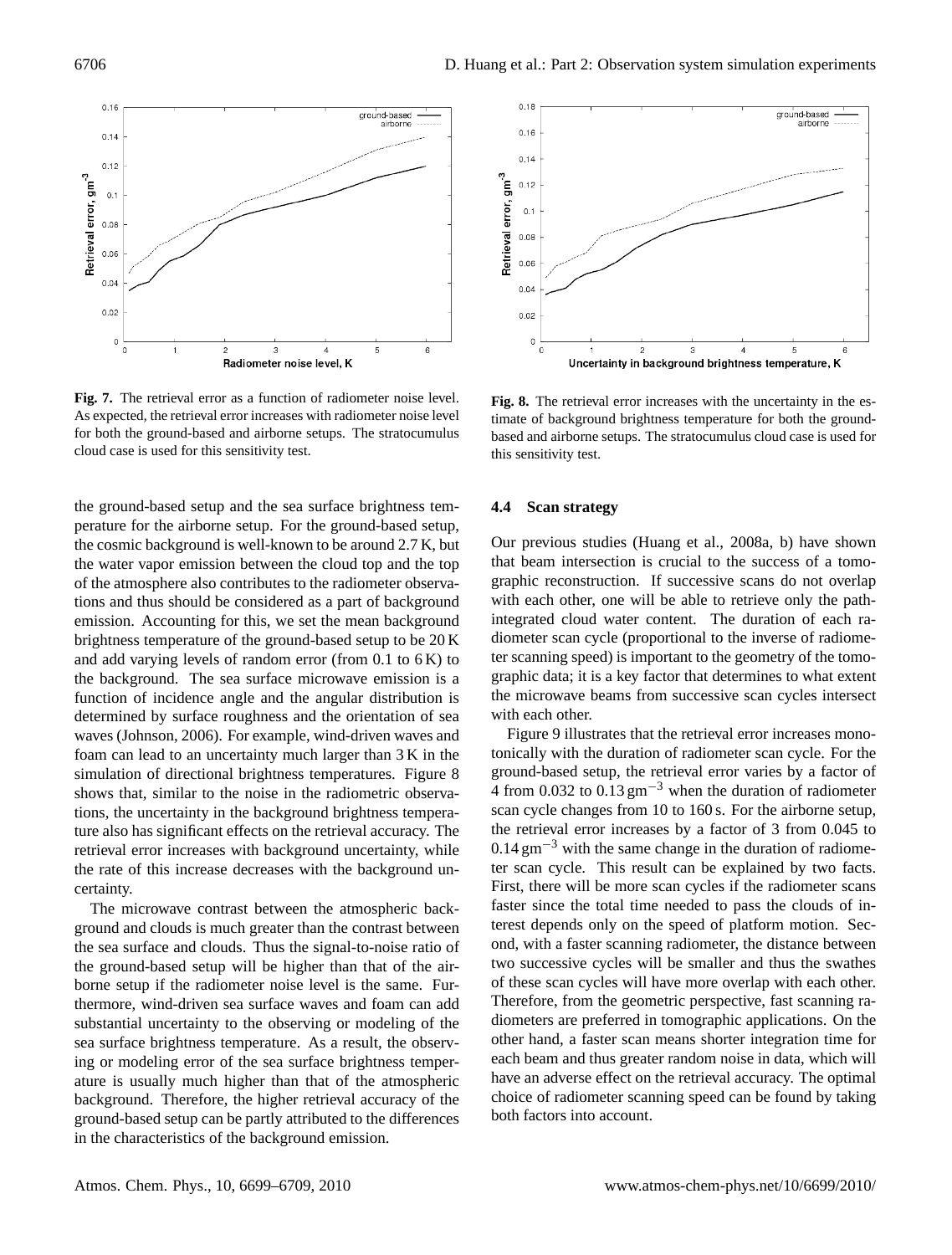**Fig. 7.** The retrieval error as a function of radiometer noise level. As expected, the retrieval error increases with radiometer noise level for both the ground-based and airborne setups. The stratocumulus cloud case is used for this sensitivity test.

**Fig. 8.** The retrieval error increases with the uncertainty in the estimate of background brightness temperature for both the ground-based and airborne setups. The stratocumulus cloud case is used for this sensitivity test.

the ground-based setup and the sea surface brightness temperature for the airborne setup. For the ground-based setup, the cosmic background is well-known to be around 2.7 K, but the water vapor emission between the cloud top and the top of the atmosphere also contributes to the radiometer observations and thus should be considered as a part of background emission. Accounting for this, we set the mean background brightness temperature of the ground-based setup to be 20 K and add varying levels of random error (from 0.1 to 6 K) to the background. The sea surface microwave emission is a function of incidence angle and the angular distribution is determined by surface roughness and the orientation of sea waves (Johnson, 2006). For example, wind-driven waves and foam can lead to an uncertainty much larger than 3 K in the simulation of directional brightness temperatures. Figure 8 shows that, similar to the noise in the radiometric observations, the uncertainty in the background brightness temperature also has significant effects on the retrieval accuracy. The retrieval error increases with background uncertainty, while the rate of this increase decreases with the background uncertainty.

The microwave contrast between the atmospheric background and clouds is much greater than the contrast between the sea surface and clouds. Thus the signal-to-noise ratio of the ground-based setup will be higher than that of the airborne setup if the radiometer noise level is the same. Furthermore, wind-driven sea surface waves and foam can add substantial uncertainty to the observing or modeling of the sea surface brightness temperature. As a result, the observing or modeling error of the sea surface brightness temperature is usually much higher than that of the atmospheric background. Therefore, the higher retrieval accuracy of the ground-based setup can be partly attributed to the differences in the characteristics of the background emission.

### 4.4 Scan strategy

Our previous studies (Huang et al., 2008a, b) have shown that beam intersection is crucial to the success of a tomographic reconstruction. If successive scans do not overlap with each other, one will be able to retrieve only the path-integrated cloud water content. The duration of each radiometer scan cycle (proportional to the inverse of radiometer scanning speed) is important to the geometry of the tomographic data; it is a key factor that determines to what extent the microwave beams from successive scan cycles intersect with each other.

Figure 9 illustrates that the retrieval error increases monotonically with the duration of radiometer scan cycle. For the ground-based setup, the retrieval error varies by a factor of 4 from 0.032 to 0.13 $\mathrm{g\,m^{-3}}$ when the duration of radiometer scan cycle changes from 10 to 160 s. For the airborne setup, the retrieval error increases by a factor of 3 from 0.045 to 0.14 $\mathrm{g\,m^{-3}}$ with the same change in the duration of radiometer scan cycle. This result can be explained by two facts. First, there will be more scan cycles if the radiometer scans faster since the total time needed to pass the clouds of interest depends only on the speed of platform motion. Second, with a faster scanning radiometer, the distance between two successive cycles will be smaller and thus the swathes of these scan cycles will have more overlap with each other. Therefore, from the geometric perspective, fast scanning radiometers are preferred in tomographic applications. On the other hand, a faster scan means shorter integration time for each beam and thus greater random noise in data, which will have an adverse effect on the retrieval accuracy. The optimal choice of radiometer scanning speed can be found by taking both factors into account.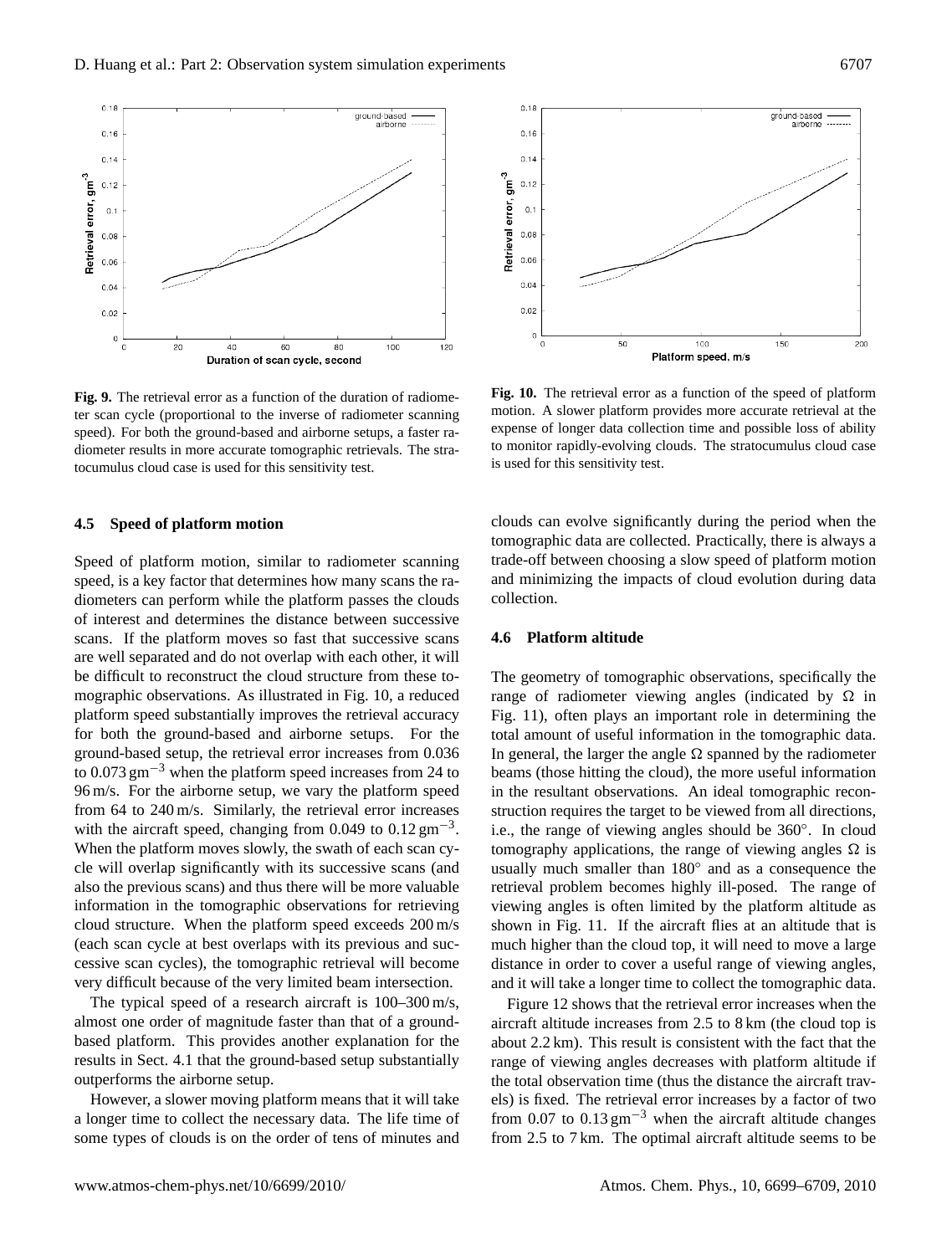**Fig. 9.** The retrieval error as a function of the duration of radiometer scan cycle (proportional to the inverse of radiometer scanning speed). For both the ground-based and airborne setups, a faster radiometer results in more accurate tomographic retrievals. The stratocumulus cloud case is used for this sensitivity test.

**Fig. 10.** The retrieval error as a function of the speed of platform motion. A slower platform provides more accurate retrieval at the expense of longer data collection time and possible loss of ability to monitor rapidly-evolving clouds. The stratocumulus cloud case is used for this sensitivity test.

### 4.5 Speed of platform motion

Speed of platform motion, similar to radiometer scanning speed, is a key factor that determines how many scans the radiometers can perform while the platform passes the clouds of interest and determines the distance between successive scans. If the platform moves so fast that successive scans are well separated and do not overlap with each other, it will be difficult to reconstruct the cloud structure from these tomographic observations. As illustrated in Fig. 10, a reduced platform speed substantially improves the retrieval accuracy for both the ground-based and airborne setups. For the ground-based setup, the retrieval error increases from 0.036 to 0.073 $\mathrm{g\,m^{-3}}$ when the platform speed increases from 24 to 96 m/s. For the airborne setup, we vary the platform speed from 64 to 240 m/s. Similarly, the retrieval error increases with the aircraft speed, changing from 0.049 to 0.12 $\mathrm{g\,m^{-3}}$. When the platform moves slowly, the swath of each scan cycle will overlap significantly with its successive scans (and also the previous scans) and thus there will be more valuable information in the tomographic observations for retrieving cloud structure. When the platform speed exceeds 200 m/s (each scan cycle at best overlaps with its previous and successive scan cycles), the tomographic retrieval will become very difficult because of the very limited beam intersection.

The typical speed of a research aircraft is 100–300 m/s, almost one order of magnitude faster than that of a ground-based platform. This provides another explanation for the results in Sect. 4.1 that the ground-based setup substantially outperforms the airborne setup.

However, a slower moving platform means that it will take a longer time to collect the necessary data. The life time of some types of clouds is on the order of tens of minutes and clouds can evolve significantly during the period when the tomographic data are collected. Practically, there is always a trade-off between choosing a slow speed of platform motion and minimizing the impacts of cloud evolution during data collection.

### 4.6 Platform altitude

The geometry of tomographic observations, specifically the range of radiometer viewing angles (indicated by $\Omega$ in Fig. 11), often plays an important role in determining the total amount of useful information in the tomographic data. In general, the larger the angle $\Omega$ spanned by the radiometer beams (those hitting the cloud), the more useful information in the resultant observations. An ideal tomographic reconstruction requires the target to be viewed from all directions, i.e., the range of viewing angles should be 360°. In cloud tomography applications, the range of viewing angles $\Omega$ is usually much smaller than 180° and as a consequence the retrieval problem becomes highly ill-posed. The range of viewing angles is often limited by the platform altitude as shown in Fig. 11. If the aircraft flies at an altitude that is much higher than the cloud top, it will need to move a large distance in order to cover a useful range of viewing angles, and it will take a longer time to collect the tomographic data.

Figure 12 shows that the retrieval error increases when the aircraft altitude increases from 2.5 to 8 km (the cloud top is about 2.2 km). This result is consistent with the fact that the range of viewing angles decreases with platform altitude if the total observation time (thus the distance the aircraft travels) is fixed. The retrieval error increases by a factor of two from 0.07 to 0.13 $\mathrm{g\,m^{-3}}$ when the aircraft altitude changes from 2.5 to 7 km. The optimal aircraft altitude seems to be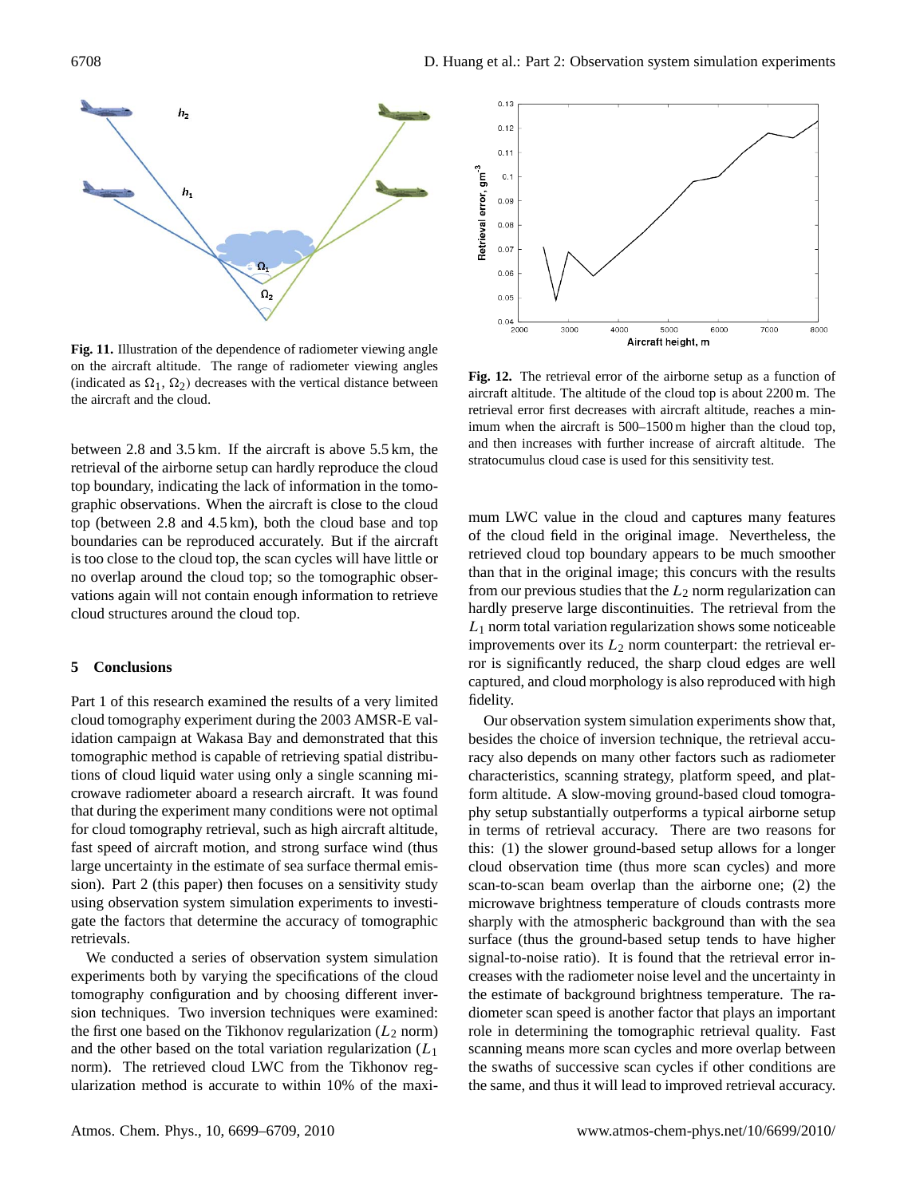Fig. 11. Illustration of the dependence of radiometer viewing angle on the aircraft altitude. The range of radiometer viewing angles (indicated as $\Omega_1$, $\Omega_2$) decreases with the vertical distance between the aircraft and the cloud.

Fig. 12. The retrieval error of the airborne setup as a function of aircraft altitude. The altitude of the cloud top is about 2200 m. The retrieval error first decreases with aircraft altitude, reaches a minimum when the aircraft is 500–1500 m higher than the cloud top, and then increases with further increase of aircraft altitude. The stratocumulus cloud case is used for this sensitivity test.

between 2.8 and 3.5 km. If the aircraft is above 5.5 km, the retrieval of the airborne setup can hardly reproduce the cloud top boundary, indicating the lack of information in the tomographic observations. When the aircraft is close to the cloud top (between 2.8 and 4.5 km), both the cloud base and top boundaries can be reproduced accurately. But if the aircraft is too close to the cloud top, the scan cycles will have little or no overlap around the cloud top; so the tomographic observations again will not contain enough information to retrieve cloud structures around the cloud top.

## 5 Conclusions

Part 1 of this research examined the results of a very limited cloud tomography experiment during the 2003 AMSR-E validation campaign at Wakasa Bay and demonstrated that this tomographic method is capable of retrieving spatial distributions of cloud liquid water using only a single scanning microwave radiometer aboard a research aircraft. It was found that during the experiment many conditions were not optimal for cloud tomography retrieval, such as high aircraft altitude, fast speed of aircraft motion, and strong surface wind (thus large uncertainty in the estimate of sea surface thermal emission). Part 2 (this paper) then focuses on a sensitivity study using observation system simulation experiments to investigate the factors that determine the accuracy of tomographic retrievals.

We conducted a series of observation system simulation experiments both by varying the specifications of the cloud tomography configuration and by choosing different inversion techniques. Two inversion techniques were examined: the first one based on the Tikhonov regularization ($L_2$ norm) and the other based on the total variation regularization ($L_1$ norm). The retrieved cloud LWC from the Tikhonov regularization method is accurate to within 10% of the maximum LWC value in the cloud and captures many features of the cloud field in the original image. Nevertheless, the retrieved cloud top boundary appears to be much smoother than that in the original image; this concurs with the results from our previous studies that the $L_2$ norm regularization can hardly preserve large discontinuities. The retrieval from the $L_1$ norm total variation regularization shows some noticeable improvements over its $L_2$ norm counterpart: the retrieval error is significantly reduced, the sharp cloud edges are well captured, and cloud morphology is also reproduced with high fidelity.

Our observation system simulation experiments show that, besides the choice of inversion technique, the retrieval accuracy also depends on many other factors such as radiometer characteristics, scanning strategy, platform speed, and platform altitude. A slow-moving ground-based cloud tomography setup substantially outperforms a typical airborne setup in terms of retrieval accuracy. There are two reasons for this: (1) the slower ground-based setup allows for a longer cloud observation time (thus more scan cycles) and more scan-to-scan beam overlap than the airborne one; (2) the microwave brightness temperature of clouds contrasts more sharply with the atmospheric background than with the sea surface (thus the ground-based setup tends to have higher signal-to-noise ratio). It is found that the retrieval error increases with the radiometer noise level and the uncertainty in the estimate of background brightness temperature. The radiometer scan speed is another factor that plays an important role in determining the tomographic retrieval quality. Fast scanning means more scan cycles and more overlap between the swaths of successive scan cycles if other conditions are the same, and thus it will lead to improved retrieval accuracy.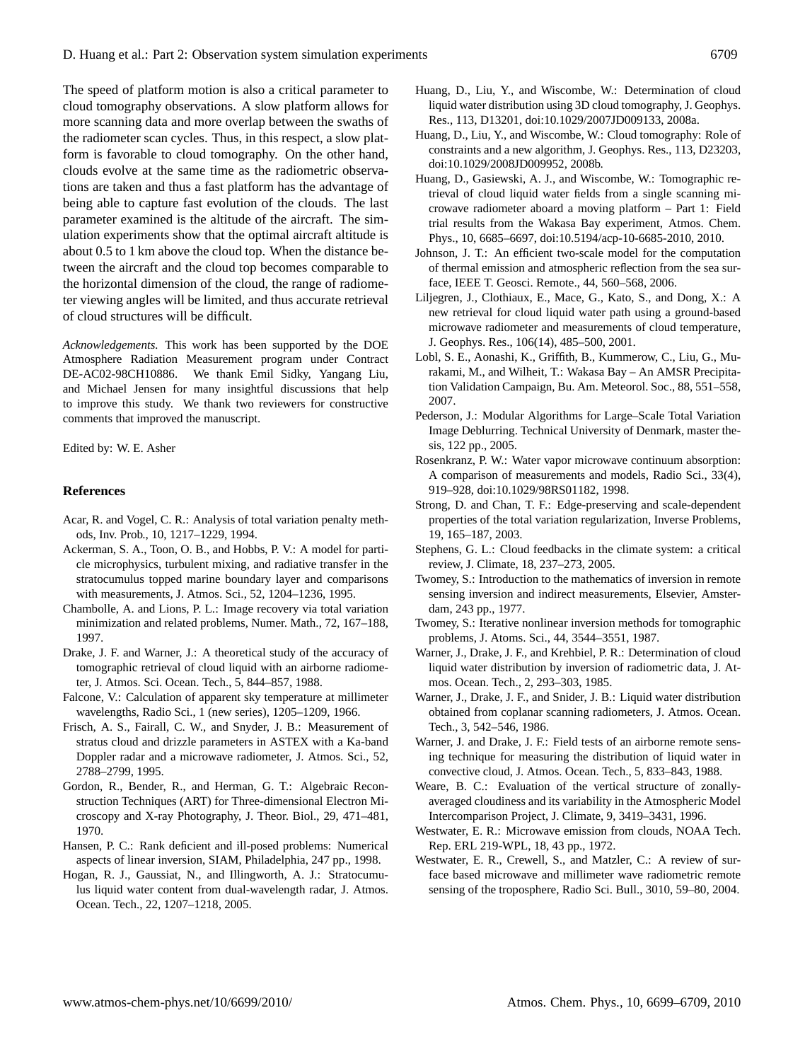The speed of platform motion is also a critical parameter to cloud tomography observations. A slow platform allows for more scanning data and more overlap between the swaths of the radiometer scan cycles. Thus, in this respect, a slow platform is favorable to cloud tomography. On the other hand, clouds evolve at the same time as the radiometric observations are taken and thus a fast platform has the advantage of being able to capture fast evolution of the clouds. The last parameter examined is the altitude of the aircraft. The simulation experiments show that the optimal aircraft altitude is about 0.5 to 1 km above the cloud top. When the distance between the aircraft and the cloud top becomes comparable to the horizontal dimension of the cloud, the range of radiometer viewing angles will be limited, and thus accurate retrieval of cloud structures will be difficult.

*Acknowledgements.* This work has been supported by the DOE Atmosphere Radiation Measurement program under Contract DE-AC02-98CH10886. We thank Emil Sidky, Yangang Liu, and Michael Jensen for many insightful discussions that help to improve this study. We thank two reviewers for constructive comments that improved the manuscript.

Edited by: W. E. Asher

## References

Acar, R. and Vogel, C. R.: Analysis of total variation penalty methods, Inv. Prob., 10, 1217–1229, 1994.

Ackerman, S. A., Toon, O. B., and Hobbs, P. V.: A model for particle microphysics, turbulent mixing, and radiative transfer in the stratocumulus topped marine boundary layer and comparisons with measurements, J. Atmos. Sci., 52, 1204–1236, 1995.

Chambolle, A. and Lions, P. L.: Image recovery via total variation minimization and related problems, Numer. Math., 72, 167–188, 1997.

Drake, J. F. and Warner, J.: A theoretical study of the accuracy of tomographic retrieval of cloud liquid with an airborne radiometer, J. Atmos. Sci. Ocean. Tech., 5, 844–857, 1988.

Falcone, V.: Calculation of apparent sky temperature at millimeter wavelengths, Radio Sci., 1 (new series), 1205–1209, 1966.

Frisch, A. S., Fairall, C. W., and Snyder, J. B.: Measurement of stratus cloud and drizzle parameters in ASTEX with a Ka-band Doppler radar and a microwave radiometer, J. Atmos. Sci., 52, 2788–2799, 1995.

Gordon, R., Bender, R., and Herman, G. T.: Algebraic Reconstruction Techniques (ART) for Three-dimensional Electron Microscopy and X-ray Photography, J. Theor. Biol., 29, 471–481, 1970.

Hansen, P. C.: Rank deficient and ill-posed problems: Numerical aspects of linear inversion, SIAM, Philadelphia, 247 pp., 1998.

Hogan, R. J., Gaussiat, N., and Illingworth, A. J.: Stratocumulus liquid water content from dual-wavelength radar, J. Atmos. Ocean. Tech., 22, 1207–1218, 2005.

Huang, D., Liu, Y., and Wiscombe, W.: Determination of cloud liquid water distribution using 3D cloud tomography, J. Geophys. Res., 113, D13201, doi:10.1029/2007JD009133, 2008a.

Huang, D., Liu, Y., and Wiscombe, W.: Cloud tomography: Role of constraints and a new algorithm, J. Geophys. Res., 113, D23203, doi:10.1029/2008JD009952, 2008b.

Huang, D., Gasiewski, A. J., and Wiscombe, W.: Tomographic retrieval of cloud liquid water fields from a single scanning microwave radiometer aboard a moving platform – Part 1: Field trial results from the Wakasa Bay experiment, Atmos. Chem. Phys., 10, 6685–6697, doi:10.5194/acp-10-6685-2010, 2010.

Johnson, J. T.: An efficient two-scale model for the computation of thermal emission and atmospheric reflection from the sea surface, IEEE T. Geosci. Remote., 44, 560–568, 2006.

Liljegren, J., Clothiaux, E., Mace, G., Kato, S., and Dong, X.: A new retrieval for cloud liquid water path using a ground-based microwave radiometer and measurements of cloud temperature, J. Geophys. Res., 106(14), 485–500, 2001.

Lobl, S. E., Aonashi, K., Griffith, B., Kummerow, C., Liu, G., Murakami, M., and Wilheit, T.: Wakasa Bay – An AMSR Precipitation Validation Campaign, Bu. Am. Meteorol. Soc., 88, 551–558, 2007.

Pederson, J.: Modular Algorithms for Large–Scale Total Variation Image Deblurring. Technical University of Denmark, master thesis, 122 pp., 2005.

Rosenkranz, P. W.: Water vapor microwave continuum absorption: A comparison of measurements and models, Radio Sci., 33(4), 919–928, doi:10.1029/98RS01182, 1998.

Strong, D. and Chan, T. F.: Edge-preserving and scale-dependent properties of the total variation regularization, Inverse Problems, 19, 165–187, 2003.

Stephens, G. L.: Cloud feedbacks in the climate system: a critical review, J. Climate, 18, 237–273, 2005.

Twomey, S.: Introduction to the mathematics of inversion in remote sensing inversion and indirect measurements, Elsevier, Amsterdam, 243 pp., 1977.

Twomey, S.: Iterative nonlinear inversion methods for tomographic problems, J. Atoms. Sci., 44, 3544–3551, 1987.

Warner, J., Drake, J. F., and Krehbiel, P. R.: Determination of cloud liquid water distribution by inversion of radiometric data, J. Atmos. Ocean. Tech., 2, 293–303, 1985.

Warner, J., Drake, J. F., and Snider, J. B.: Liquid water distribution obtained from coplanar scanning radiometers, J. Atmos. Ocean. Tech., 3, 542–546, 1986.

Warner, J. and Drake, J. F.: Field tests of an airborne remote sensing technique for measuring the distribution of liquid water in convective cloud, J. Atmos. Ocean. Tech., 5, 833–843, 1988.

Weare, B. C.: Evaluation of the vertical structure of zonally-averaged cloudiness and its variability in the Atmospheric Model Intercomparison Project, J. Climate, 9, 3419–3431, 1996.

Westwater, E. R.: Microwave emission from clouds, NOAA Tech. Rep. ERL 219-WPL, 18, 43 pp., 1972.

Westwater, E. R., Crewell, S., and Matzler, C.: A review of surface based microwave and millimeter wave radiometric remote sensing of the troposphere, Radio Sci. Bull., 3010, 59–80, 2004.